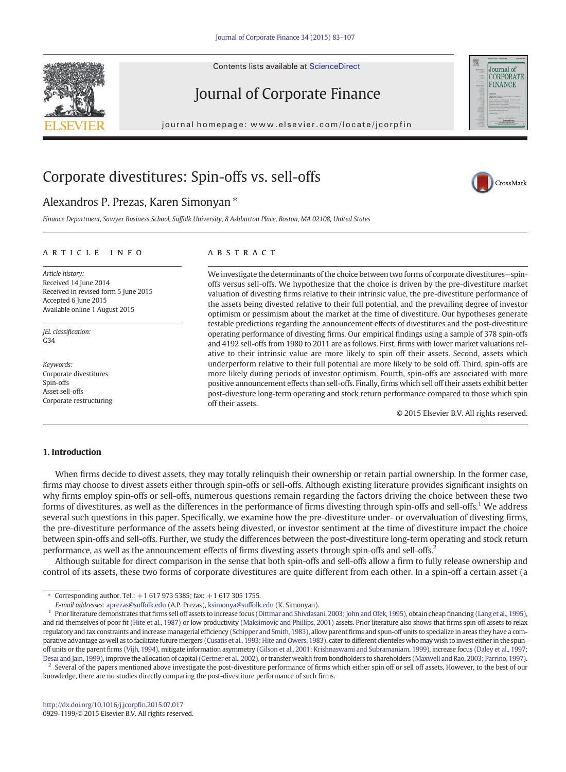Contents lists available at ScienceDirect

# Journal of Corporate Finance

journal homepage: www.elsevier.com/locate/jcorpfin

# Corporate divestitures: Spin-offs vs. sell-offs

Alexandros P. Prezas, Karen Simonyan *

*Finance Department, Sawyer Business School, Suffolk University, 8 Ashburton Place, Boston, MA 02108, United States*

## ARTICLE INFO

*Article history:*
Received 14 June 2014
Received in revised form 5 June 2015
Accepted 6 June 2015
Available online 1 August 2015

*JEL classification:*
G34

*Keywords:*
Corporate divestitures
Spin-offs
Asset sell-offs
Corporate restructuring

## ABSTRACT

We investigate the determinants of the choice between two forms of corporate divestitures—spin-offs versus sell-offs. We hypothesize that the choice is driven by the pre-divestiture market valuation of divesting firms relative to their intrinsic value, the pre-divestiture performance of the assets being divested relative to their full potential, and the prevailing degree of investor optimism or pessimism about the market at the time of divestiture. Our hypotheses generate testable predictions regarding the announcement effects of divestitures and the post-divestiture operating performance of divesting firms. Our empirical findings using a sample of 378 spin-offs and 4192 sell-offs from 1980 to 2011 are as follows. First, firms with lower market valuations relative to their intrinsic value are more likely to spin off their assets. Second, assets which underperform relative to their full potential are more likely to be sold off. Third, spin-offs are more likely during periods of investor optimism. Fourth, spin-offs are associated with more positive announcement effects than sell-offs. Finally, firms which sell off their assets exhibit better post-divesture long-term operating and stock return performance compared to those which spin off their assets.

© 2015 Elsevier B.V. All rights reserved.

## 1. Introduction

When firms decide to divest assets, they may totally relinquish their ownership or retain partial ownership. In the former case, firms may choose to divest assets either through spin-offs or sell-offs. Although existing literature provides significant insights on why firms employ spin-offs or sell-offs, numerous questions remain regarding the factors driving the choice between these two forms of divestitures, as well as the differences in the performance of firms divesting through spin-offs and sell-offs.[1] We address several such questions in this paper. Specifically, we examine how the pre-divestiture under- or overvaluation of divesting firms, the pre-divestiture performance of the assets being divested, or investor sentiment at the time of divestiture impact the choice between spin-offs and sell-offs. Further, we study the differences between the post-divestiture long-term operating and stock return performance, as well as the announcement effects of firms divesting assets through spin-offs and sell-offs.[2]

Although suitable for direct comparison in the sense that both spin-offs and sell-offs allow a firm to fully release ownership and control of its assets, these two forms of corporate divestitures are quite different from each other. In a spin-off a certain asset (a

* Corresponding author. Tel.: +1 617 973 5385; fax: +1 617 305 1755.
*E-mail addresses:* aprezas@suffolk.edu (A.P. Prezas), ksimonya@suffolk.edu (K. Simonyan).

[1] Prior literature demonstrates that firms sell off assets to increase focus (Dittmar and Shivdasani, 2003; John and Ofek, 1995), obtain cheap financing (Lang et al., 1995), and rid themselves of poor fit (Hite et al., 1987) or low productivity (Maksimovic and Phillips, 2001) assets. Prior literature also shows that firms spin off assets to relax regulatory and tax constraints and increase managerial efficiency (Schipper and Smith, 1983), allow parent firms and spun-off units to specialize in areas they have a comparative advantage as well as to facilitate future mergers (Cusatis et al., 1993; Hite and Owers, 1983), cater to different clienteles who may wish to invest either in the spun-off units or the parent firms (Vijh, 1994), mitigate information asymmetry (Gilson et al., 2001; Krishnaswami and Subramaniam, 1999), increase focus (Daley et al., 1997; Desai and Jain, 1999), improve the allocation of capital (Gertner et al., 2002), or transfer wealth from bondholders to shareholders (Maxwell and Rao, 2003; Parrino, 1997).

[2] Several of the papers mentioned above investigate the post-divestiture performance of firms which either spin off or sell off assets. However, to the best of our knowledge, there are no studies directly comparing the post-divestiture performance of such firms.

http://dx.doi.org/10.1016/j.jcorpfin.2015.07.017
0929-1199/© 2015 Elsevier B.V. All rights reserved.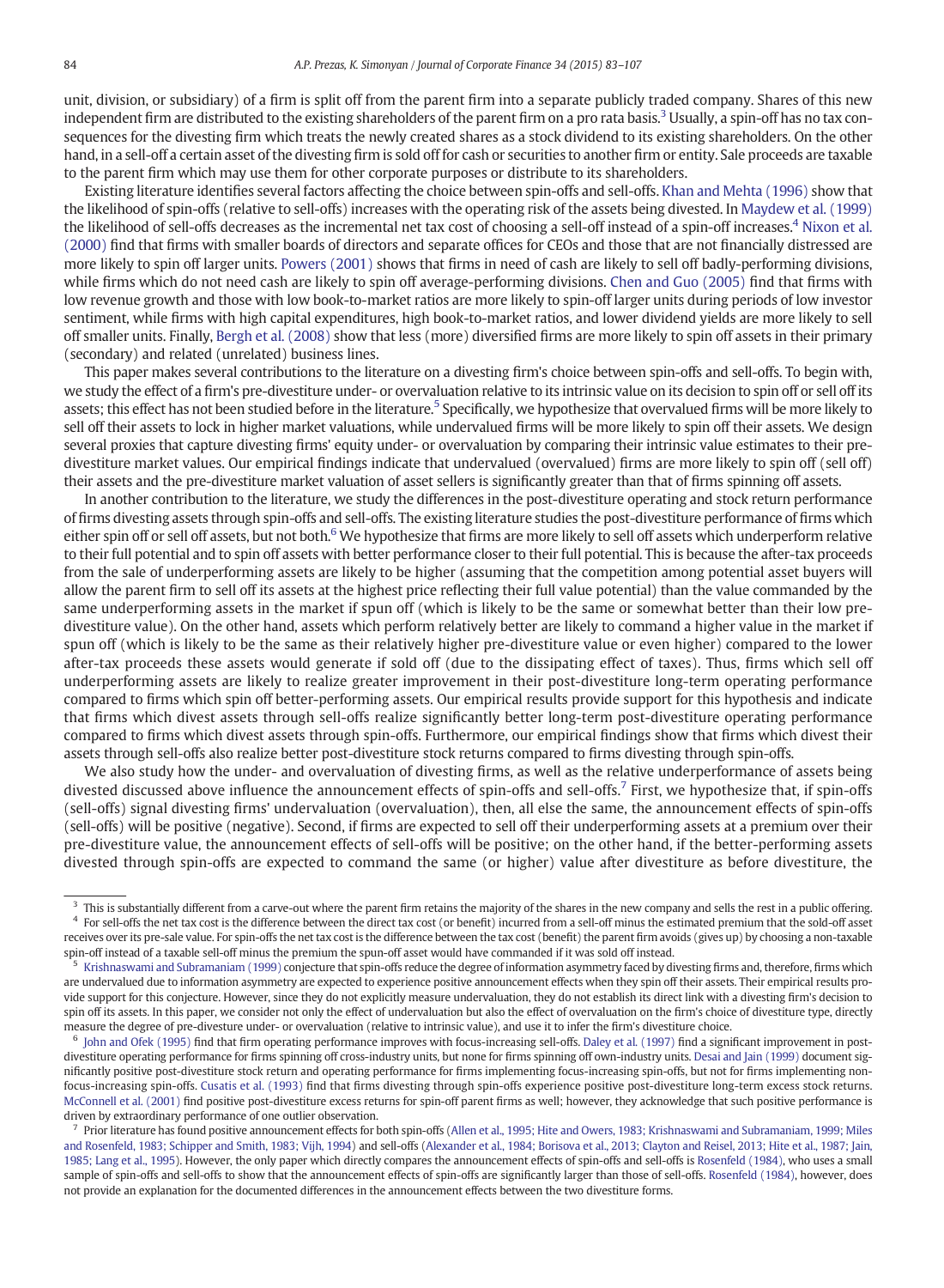unit, division, or subsidiary) of a firm is split off from the parent firm into a separate publicly traded company. Shares of this new independent firm are distributed to the existing shareholders of the parent firm on a pro rata basis.[3] Usually, a spin-off has no tax consequences for the divesting firm which treats the newly created shares as a stock dividend to its existing shareholders. On the other hand, in a sell-off a certain asset of the divesting firm is sold off for cash or securities to another firm or entity. Sale proceeds are taxable to the parent firm which may use them for other corporate purposes or distribute to its shareholders.

Existing literature identifies several factors affecting the choice between spin-offs and sell-offs. Khan and Mehta (1996) show that the likelihood of spin-offs (relative to sell-offs) increases with the operating risk of the assets being divested. In Maydew et al. (1999) the likelihood of sell-offs decreases as the incremental net tax cost of choosing a sell-off instead of a spin-off increases.[4] Nixon et al. (2000) find that firms with smaller boards of directors and separate offices for CEOs and those that are not financially distressed are more likely to spin off larger units. Powers (2001) shows that firms in need of cash are likely to sell off badly-performing divisions, while firms which do not need cash are likely to spin off average-performing divisions. Chen and Guo (2005) find that firms with low revenue growth and those with low book-to-market ratios are more likely to spin-off larger units during periods of low investor sentiment, while firms with high capital expenditures, high book-to-market ratios, and lower dividend yields are more likely to sell off smaller units. Finally, Bergh et al. (2008) show that less (more) diversified firms are more likely to spin off assets in their primary (secondary) and related (unrelated) business lines.

This paper makes several contributions to the literature on a divesting firm's choice between spin-offs and sell-offs. To begin with, we study the effect of a firm's pre-divestiture under- or overvaluation relative to its intrinsic value on its decision to spin off or sell off its assets; this effect has not been studied before in the literature.[5] Specifically, we hypothesize that overvalued firms will be more likely to sell off their assets to lock in higher market valuations, while undervalued firms will be more likely to spin off their assets. We design several proxies that capture divesting firms' equity under- or overvaluation by comparing their intrinsic value estimates to their pre-divestiture market values. Our empirical findings indicate that undervalued (overvalued) firms are more likely to spin off (sell off) their assets and the pre-divestiture market valuation of asset sellers is significantly greater than that of firms spinning off assets.

In another contribution to the literature, we study the differences in the post-divestiture operating and stock return performance of firms divesting assets through spin-offs and sell-offs. The existing literature studies the post-divestiture performance of firms which either spin off or sell off assets, but not both.[6] We hypothesize that firms are more likely to sell off assets which underperform relative to their full potential and to spin off assets with better performance closer to their full potential. This is because the after-tax proceeds from the sale of underperforming assets are likely to be higher (assuming that the competition among potential asset buyers will allow the parent firm to sell off its assets at the highest price reflecting their full value potential) than the value commanded by the same underperforming assets in the market if spun off (which is likely to be the same or somewhat better than their low pre-divestiture value). On the other hand, assets which perform relatively better are likely to command a higher value in the market if spun off (which is likely to be the same as their relatively higher pre-divestiture value or even higher) compared to the lower after-tax proceeds these assets would generate if sold off (due to the dissipating effect of taxes). Thus, firms which sell off underperforming assets are likely to realize greater improvement in their post-divestiture long-term operating performance compared to firms which spin off better-performing assets. Our empirical results provide support for this hypothesis and indicate that firms which divest assets through sell-offs realize significantly better long-term post-divestiture operating performance compared to firms which divest assets through spin-offs. Furthermore, our empirical findings show that firms which divest their assets through sell-offs also realize better post-divestiture stock returns compared to firms divesting through spin-offs.

We also study how the under- and overvaluation of divesting firms, as well as the relative underperformance of assets being divested discussed above influence the announcement effects of spin-offs and sell-offs.[7] First, we hypothesize that, if spin-offs (sell-offs) signal divesting firms' undervaluation (overvaluation), then, all else the same, the announcement effects of spin-offs (sell-offs) will be positive (negative). Second, if firms are expected to sell off their underperforming assets at a premium over their pre-divestiture value, the announcement effects of sell-offs will be positive; on the other hand, if the better-performing assets divested through spin-offs are expected to command the same (or higher) value after divestiture as before divestiture, the

---

[3] This is substantially different from a carve-out where the parent firm retains the majority of the shares in the new company and sells the rest in a public offering.

[4] For sell-offs the net tax cost is the difference between the direct tax cost (or benefit) incurred from a sell-off minus the estimated premium that the sold-off asset receives over its pre-sale value. For spin-offs the net tax cost is the difference between the tax cost (benefit) the parent firm avoids (gives up) by choosing a non-taxable spin-off instead of a taxable sell-off minus the premium the spun-off asset would have commanded if it was sold off instead.

[5] Krishnaswami and Subramaniam (1999) conjecture that spin-offs reduce the degree of information asymmetry faced by divesting firms and, therefore, firms which are undervalued due to information asymmetry are expected to experience positive announcement effects when they spin off their assets. Their empirical results provide support for this conjecture. However, since they do not explicitly measure undervaluation, they do not establish its direct link with a divesting firm's decision to spin off its assets. In this paper, we consider not only the effect of undervaluation but also the effect of overvaluation on the firm's choice of divestiture type, directly measure the degree of pre-divesture under- or overvaluation (relative to intrinsic value), and use it to infer the firm's divestiture choice.

[6] John and Ofek (1995) find that firm operating performance improves with focus-increasing sell-offs. Daley et al. (1997) find a significant improvement in post-divestiture operating performance for firms spinning off cross-industry units, but none for firms spinning off own-industry units. Desai and Jain (1999) document significantly positive post-divestiture stock return and operating performance for firms implementing focus-increasing spin-offs, but not for firms implementing non-focus-increasing spin-offs. Cusatis et al. (1993) find that firms divesting through spin-offs experience positive post-divestiture long-term excess stock returns. McConnell et al. (2001) find positive post-divestiture excess returns for spin-off parent firms as well; however, they acknowledge that such positive performance is driven by extraordinary performance of one outlier observation.

[7] Prior literature has found positive announcement effects for both spin-offs (Allen et al., 1995; Hite and Owers, 1983; Krishnaswami and Subramaniam, 1999; Miles and Rosenfeld, 1983; Schipper and Smith, 1983; Vijh, 1994) and sell-offs (Alexander et al., 1984; Borisova et al., 2013; Clayton and Reisel, 2013; Hite et al., 1987; Jain, 1985; Lang et al., 1995). However, the only paper which directly compares the announcement effects of spin-offs and sell-offs is Rosenfeld (1984), who uses a small sample of spin-offs and sell-offs to show that the announcement effects of spin-offs are significantly larger than those of sell-offs. Rosenfeld (1984), however, does not provide an explanation for the documented differences in the announcement effects between the two divestiture forms.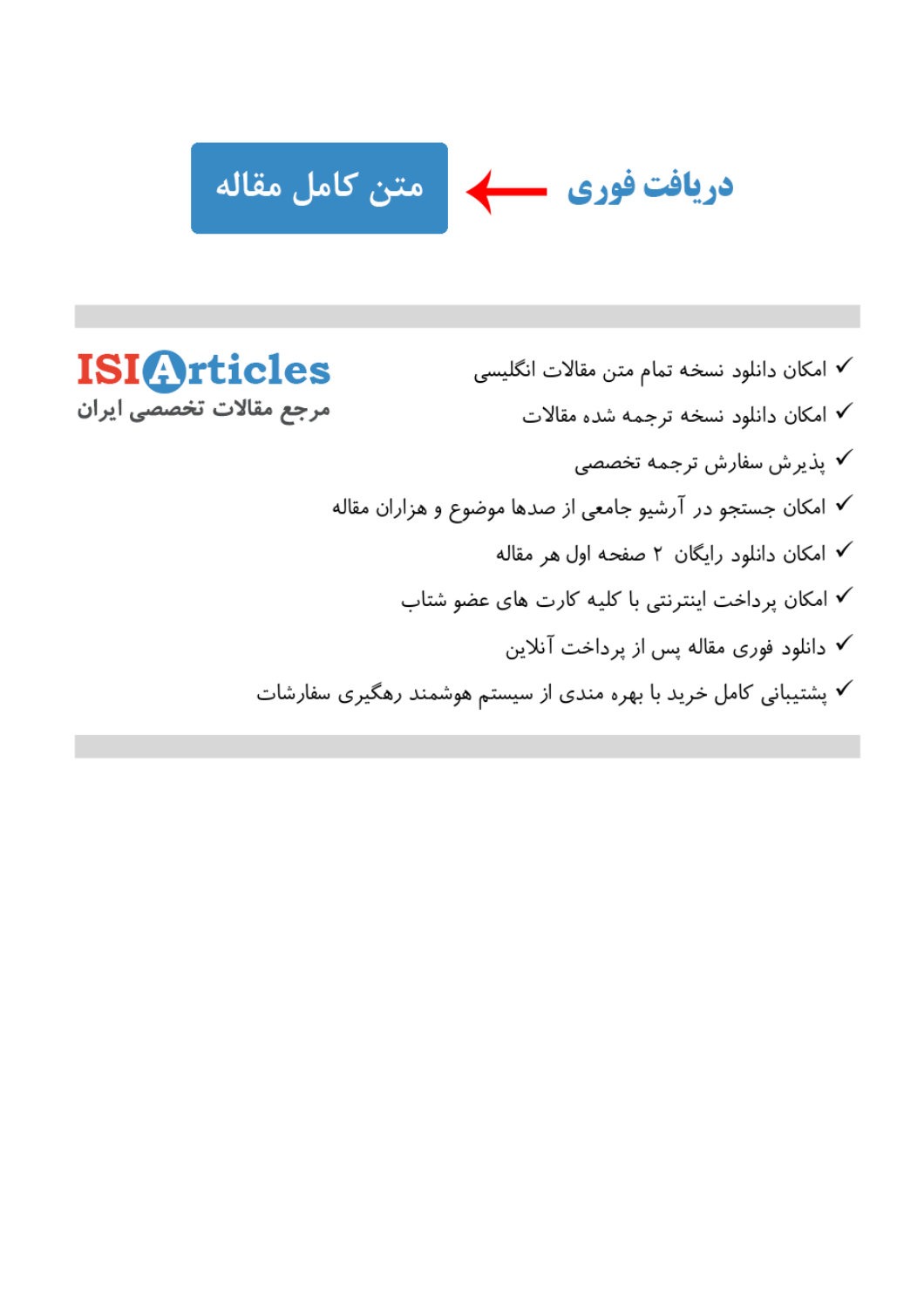دریافت فوری ← **متن کامل مقاله**

**ISIArticles**
مرجع مقالات تخصصی ایران

- ✓ امکان دانلود نسخه تمام متن مقالات انگلیسی
- ✓ امکان دانلود نسخه ترجمه شده مقالات
- ✓ پذیرش سفارش ترجمه تخصصی
- ✓ امکان جستجو در آرشیو جامعی از صدها موضوع و هزاران مقاله
- ✓ امکان دانلود رایگان ۲ صفحه اول هر مقاله
- ✓ امکان پرداخت اینترنتی با کلیه کارت های عضو شتاب
- ✓ دانلود فوری مقاله پس از پرداخت آنلاین
- ✓ پشتیبانی کامل خرید با بهره مندی از سیستم هوشمند رهگیری سفارشات